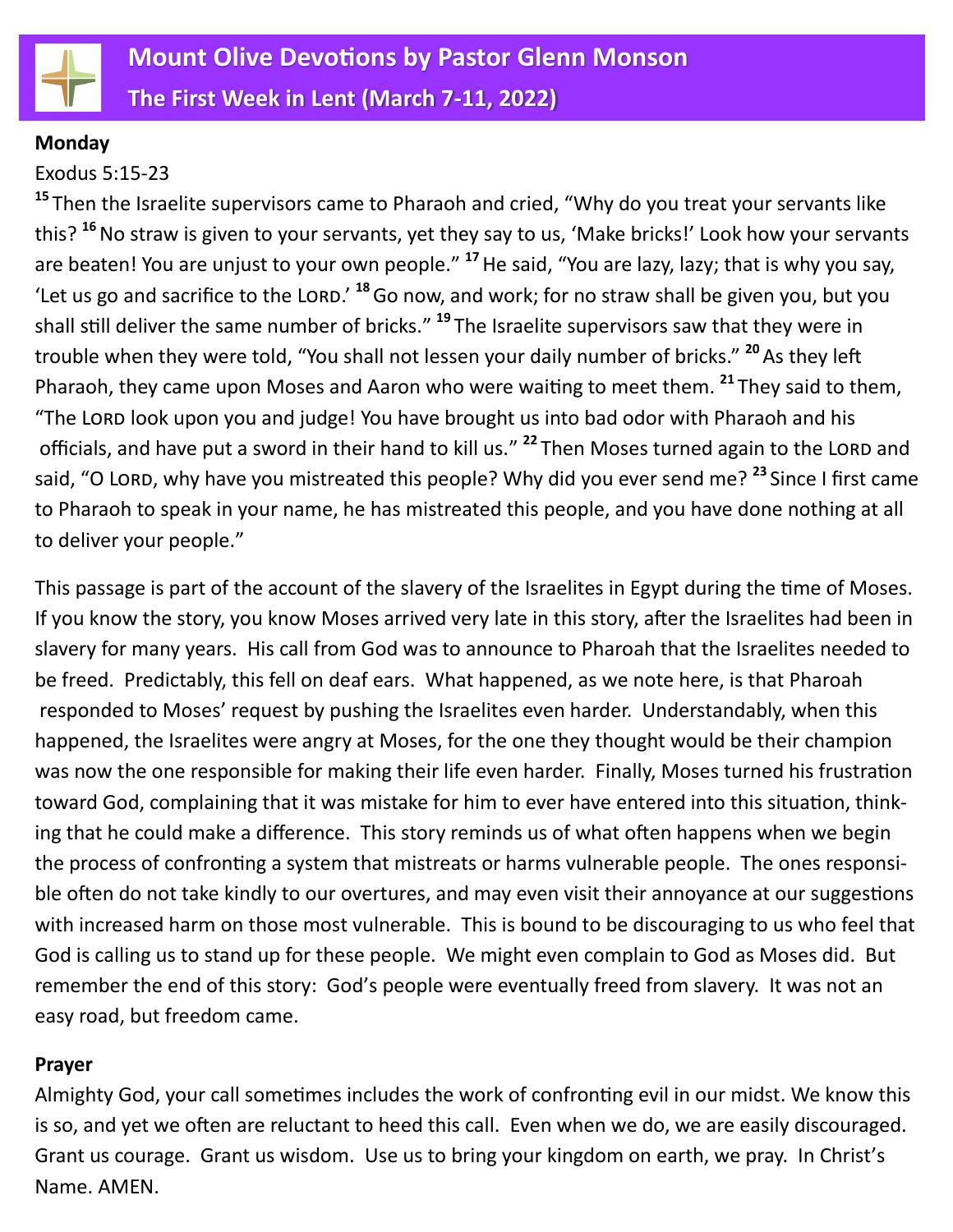# Mount Olive Devotions by Pastor Glenn Monson

## The First Week in Lent (March 7-11, 2022)

**Monday**

Exodus 5:15-23

[15] Then the Israelite supervisors came to Pharaoh and cried, "Why do you treat your servants like this? [16] No straw is given to your servants, yet they say to us, 'Make bricks!' Look how your servants are beaten! You are unjust to your own people." [17] He said, "You are lazy, lazy; that is why you say, 'Let us go and sacrifice to the LORD.' [18] Go now, and work; for no straw shall be given you, but you shall still deliver the same number of bricks." [19] The Israelite supervisors saw that they were in trouble when they were told, "You shall not lessen your daily number of bricks." [20] As they left Pharaoh, they came upon Moses and Aaron who were waiting to meet them. [21] They said to them, "The LORD look upon you and judge! You have brought us into bad odor with Pharaoh and his officials, and have put a sword in their hand to kill us." [22] Then Moses turned again to the LORD and said, "O LORD, why have you mistreated this people? Why did you ever send me? [23] Since I first came to Pharaoh to speak in your name, he has mistreated this people, and you have done nothing at all to deliver your people."

This passage is part of the account of the slavery of the Israelites in Egypt during the time of Moses. If you know the story, you know Moses arrived very late in this story, after the Israelites had been in slavery for many years. His call from God was to announce to Pharoah that the Israelites needed to be freed. Predictably, this fell on deaf ears. What happened, as we note here, is that Pharoah responded to Moses' request by pushing the Israelites even harder. Understandably, when this happened, the Israelites were angry at Moses, for the one they thought would be their champion was now the one responsible for making their life even harder. Finally, Moses turned his frustration toward God, complaining that it was mistake for him to ever have entered into this situation, thinking that he could make a difference. This story reminds us of what often happens when we begin the process of confronting a system that mistreats or harms vulnerable people. The ones responsible often do not take kindly to our overtures, and may even visit their annoyance at our suggestions with increased harm on those most vulnerable. This is bound to be discouraging to us who feel that God is calling us to stand up for these people. We might even complain to God as Moses did. But remember the end of this story: God's people were eventually freed from slavery. It was not an easy road, but freedom came.

**Prayer**

Almighty God, your call sometimes includes the work of confronting evil in our midst. We know this is so, and yet we often are reluctant to heed this call. Even when we do, we are easily discouraged. Grant us courage. Grant us wisdom. Use us to bring your kingdom on earth, we pray. In Christ's Name. AMEN.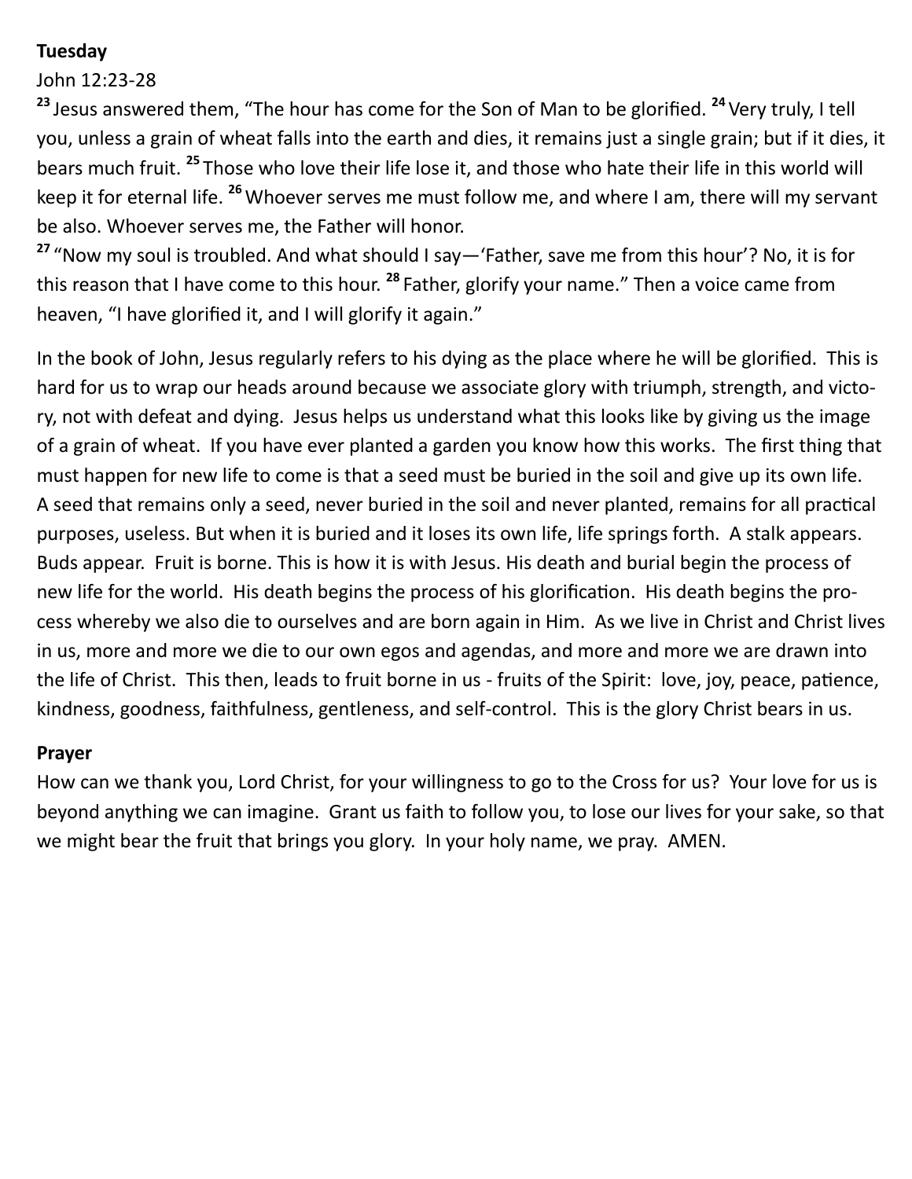**Tuesday**

John 12:23-28

[23] Jesus answered them, "The hour has come for the Son of Man to be glorified. [24] Very truly, I tell you, unless a grain of wheat falls into the earth and dies, it remains just a single grain; but if it dies, it bears much fruit. [25] Those who love their life lose it, and those who hate their life in this world will keep it for eternal life. [26] Whoever serves me must follow me, and where I am, there will my servant be also. Whoever serves me, the Father will honor.

[27] "Now my soul is troubled. And what should I say—'Father, save me from this hour'? No, it is for this reason that I have come to this hour. [28] Father, glorify your name." Then a voice came from heaven, "I have glorified it, and I will glorify it again."

In the book of John, Jesus regularly refers to his dying as the place where he will be glorified. This is hard for us to wrap our heads around because we associate glory with triumph, strength, and victory, not with defeat and dying. Jesus helps us understand what this looks like by giving us the image of a grain of wheat. If you have ever planted a garden you know how this works. The first thing that must happen for new life to come is that a seed must be buried in the soil and give up its own life. A seed that remains only a seed, never buried in the soil and never planted, remains for all practical purposes, useless. But when it is buried and it loses its own life, life springs forth. A stalk appears. Buds appear. Fruit is borne. This is how it is with Jesus. His death and burial begin the process of new life for the world. His death begins the process of his glorification. His death begins the process whereby we also die to ourselves and are born again in Him. As we live in Christ and Christ lives in us, more and more we die to our own egos and agendas, and more and more we are drawn into the life of Christ. This then, leads to fruit borne in us - fruits of the Spirit: love, joy, peace, patience, kindness, goodness, faithfulness, gentleness, and self-control. This is the glory Christ bears in us.

**Prayer**

How can we thank you, Lord Christ, for your willingness to go to the Cross for us? Your love for us is beyond anything we can imagine. Grant us faith to follow you, to lose our lives for your sake, so that we might bear the fruit that brings you glory. In your holy name, we pray. AMEN.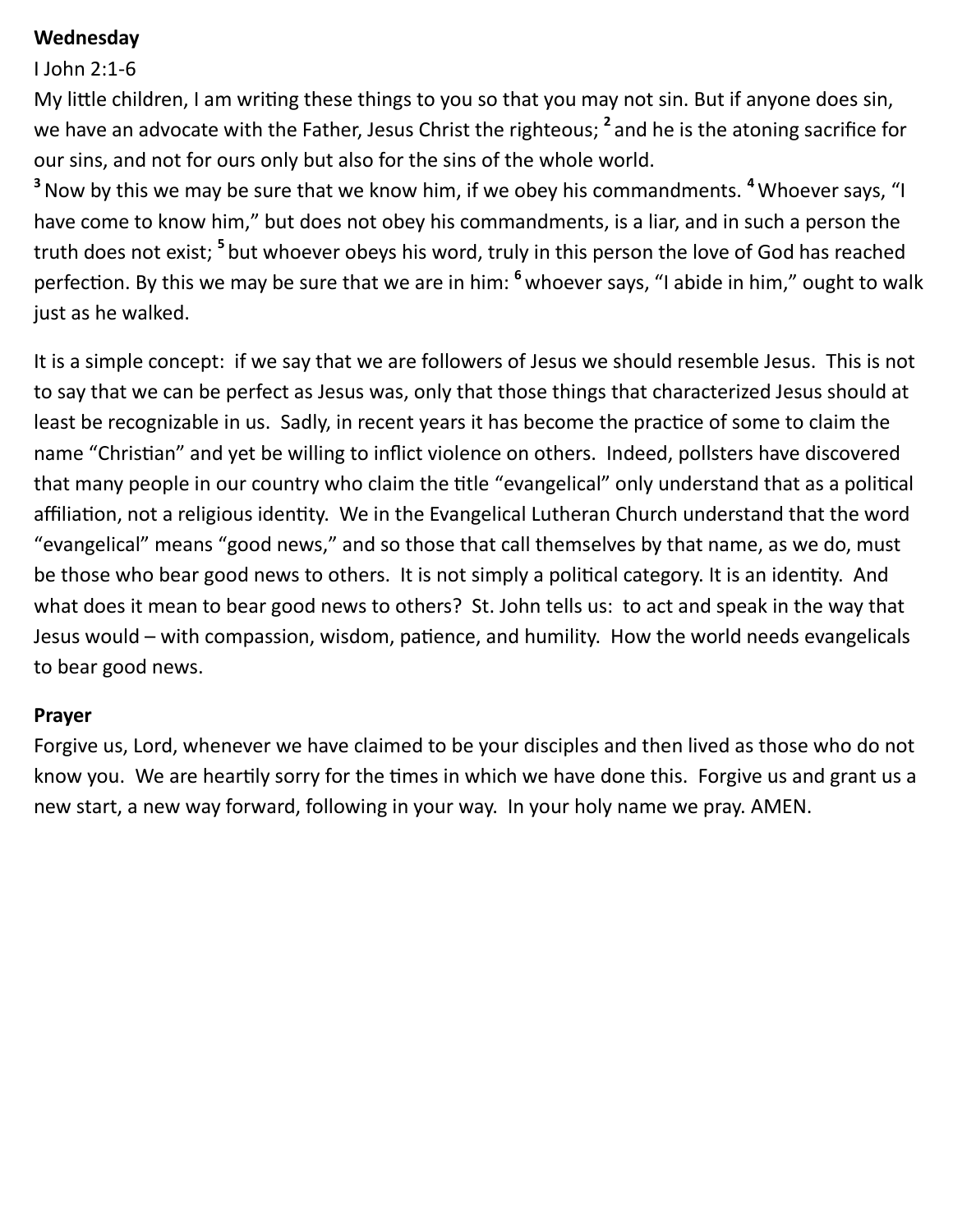**Wednesday**

I John 2:1-6

My little children, I am writing these things to you so that you may not sin. But if anyone does sin, we have an advocate with the Father, Jesus Christ the righteous; [2] and he is the atoning sacrifice for our sins, and not for ours only but also for the sins of the whole world.

[3] Now by this we may be sure that we know him, if we obey his commandments. [4] Whoever says, "I have come to know him," but does not obey his commandments, is a liar, and in such a person the truth does not exist; [5] but whoever obeys his word, truly in this person the love of God has reached perfection. By this we may be sure that we are in him: [6] whoever says, "I abide in him," ought to walk just as he walked.

It is a simple concept: if we say that we are followers of Jesus we should resemble Jesus. This is not to say that we can be perfect as Jesus was, only that those things that characterized Jesus should at least be recognizable in us. Sadly, in recent years it has become the practice of some to claim the name "Christian" and yet be willing to inflict violence on others. Indeed, pollsters have discovered that many people in our country who claim the title "evangelical" only understand that as a political affiliation, not a religious identity. We in the Evangelical Lutheran Church understand that the word "evangelical" means "good news," and so those that call themselves by that name, as we do, must be those who bear good news to others. It is not simply a political category. It is an identity. And what does it mean to bear good news to others? St. John tells us: to act and speak in the way that Jesus would – with compassion, wisdom, patience, and humility. How the world needs evangelicals to bear good news.

**Prayer**

Forgive us, Lord, whenever we have claimed to be your disciples and then lived as those who do not know you. We are heartily sorry for the times in which we have done this. Forgive us and grant us a new start, a new way forward, following in your way. In your holy name we pray. AMEN.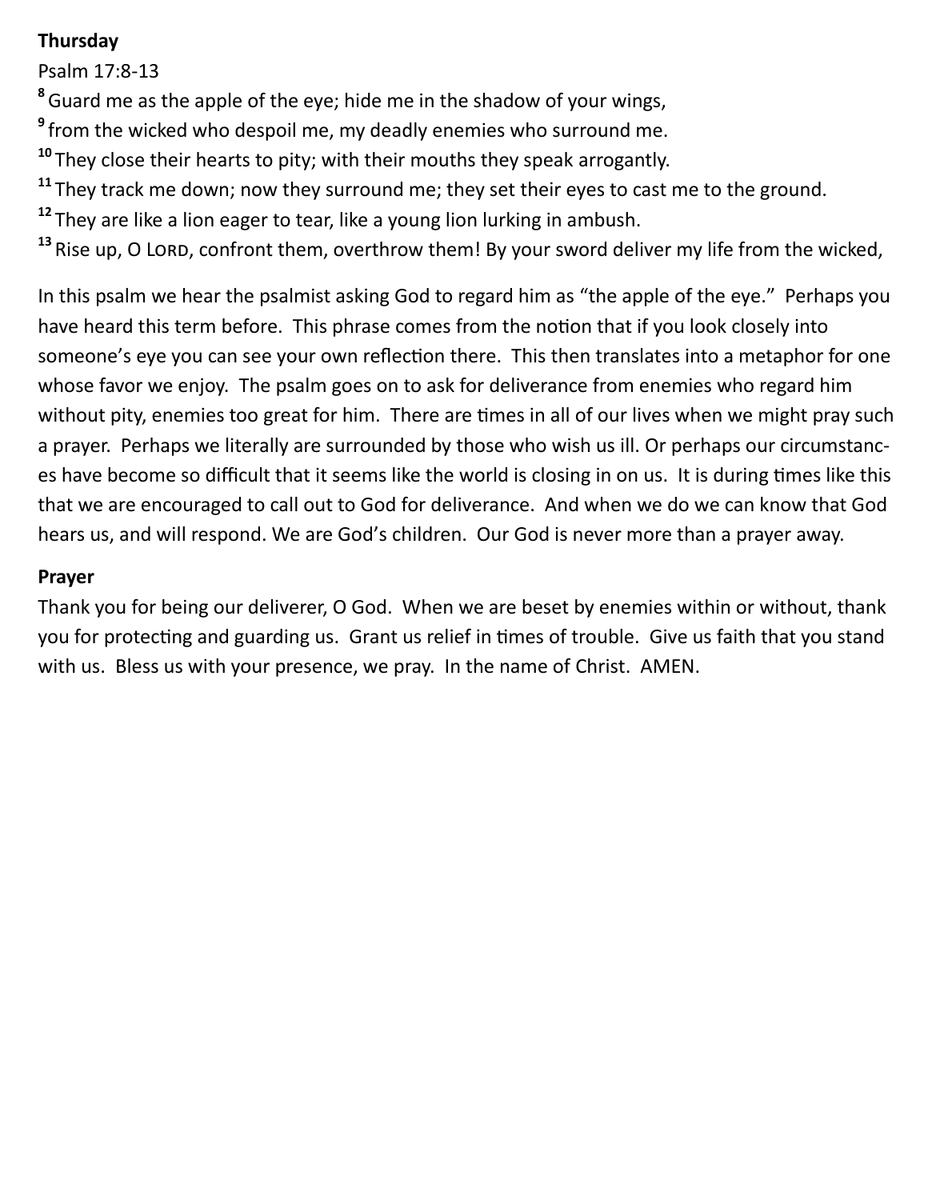**Thursday**

Psalm 17:8-13

[8] Guard me as the apple of the eye; hide me in the shadow of your wings,
[9] from the wicked who despoil me, my deadly enemies who surround me.
[10] They close their hearts to pity; with their mouths they speak arrogantly.
[11] They track me down; now they surround me; they set their eyes to cast me to the ground.
[12] They are like a lion eager to tear, like a young lion lurking in ambush.
[13] Rise up, O LORD, confront them, overthrow them! By your sword deliver my life from the wicked,

In this psalm we hear the psalmist asking God to regard him as "the apple of the eye." Perhaps you have heard this term before. This phrase comes from the notion that if you look closely into someone's eye you can see your own reflection there. This then translates into a metaphor for one whose favor we enjoy. The psalm goes on to ask for deliverance from enemies who regard him without pity, enemies too great for him. There are times in all of our lives when we might pray such a prayer. Perhaps we literally are surrounded by those who wish us ill. Or perhaps our circumstances have become so difficult that it seems like the world is closing in on us. It is during times like this that we are encouraged to call out to God for deliverance. And when we do we can know that God hears us, and will respond. We are God's children. Our God is never more than a prayer away.

**Prayer**

Thank you for being our deliverer, O God. When we are beset by enemies within or without, thank you for protecting and guarding us. Grant us relief in times of trouble. Give us faith that you stand with us. Bless us with your presence, we pray. In the name of Christ. AMEN.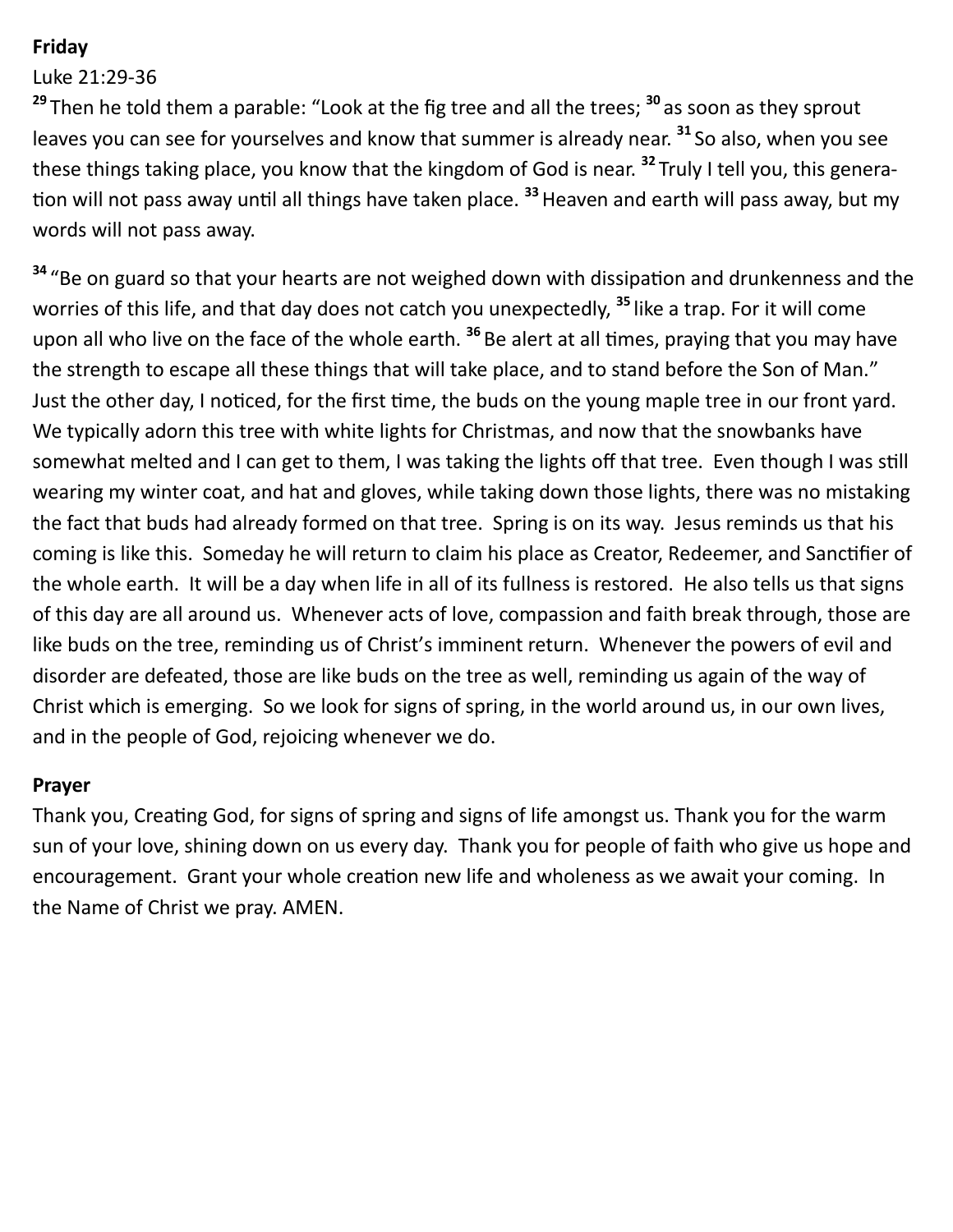**Friday**

Luke 21:29-36

[29] Then he told them a parable: "Look at the fig tree and all the trees; [30] as soon as they sprout leaves you can see for yourselves and know that summer is already near. [31] So also, when you see these things taking place, you know that the kingdom of God is near. [32] Truly I tell you, this generation will not pass away until all things have taken place. [33] Heaven and earth will pass away, but my words will not pass away.

[34] "Be on guard so that your hearts are not weighed down with dissipation and drunkenness and the worries of this life, and that day does not catch you unexpectedly, [35] like a trap. For it will come upon all who live on the face of the whole earth. [36] Be alert at all times, praying that you may have the strength to escape all these things that will take place, and to stand before the Son of Man." Just the other day, I noticed, for the first time, the buds on the young maple tree in our front yard. We typically adorn this tree with white lights for Christmas, and now that the snowbanks have somewhat melted and I can get to them, I was taking the lights off that tree. Even though I was still wearing my winter coat, and hat and gloves, while taking down those lights, there was no mistaking the fact that buds had already formed on that tree. Spring is on its way. Jesus reminds us that his coming is like this. Someday he will return to claim his place as Creator, Redeemer, and Sanctifier of the whole earth. It will be a day when life in all of its fullness is restored. He also tells us that signs of this day are all around us. Whenever acts of love, compassion and faith break through, those are like buds on the tree, reminding us of Christ's imminent return. Whenever the powers of evil and disorder are defeated, those are like buds on the tree as well, reminding us again of the way of Christ which is emerging. So we look for signs of spring, in the world around us, in our own lives, and in the people of God, rejoicing whenever we do.

**Prayer**

Thank you, Creating God, for signs of spring and signs of life amongst us. Thank you for the warm sun of your love, shining down on us every day. Thank you for people of faith who give us hope and encouragement. Grant your whole creation new life and wholeness as we await your coming. In the Name of Christ we pray. AMEN.